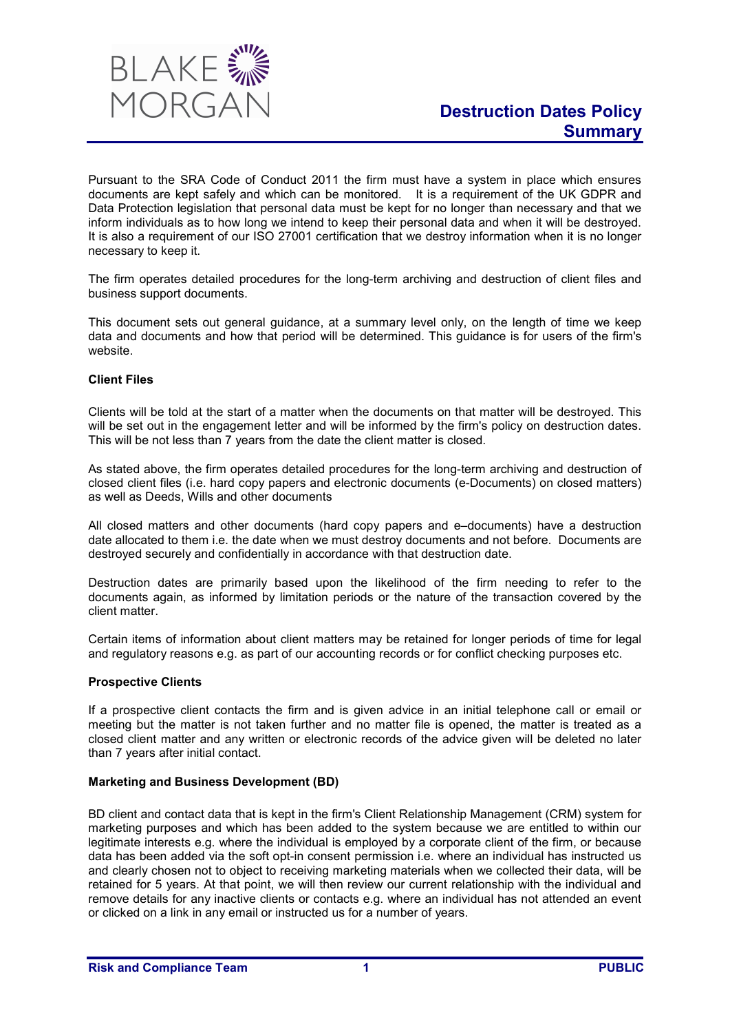# Destruction Dates Policy Summary

Pursuant to the SRA Code of Conduct 2011 the firm must have a system in place which ensures documents are kept safely and which can be monitored. It is a requirement of the UK GDPR and Data Protection legislation that personal data must be kept for no longer than necessary and that we inform individuals as to how long we intend to keep their personal data and when it will be destroyed. It is also a requirement of our ISO 27001 certification that we destroy information when it is no longer necessary to keep it.

The firm operates detailed procedures for the long-term archiving and destruction of client files and business support documents.

This document sets out general guidance, at a summary level only, on the length of time we keep data and documents and how that period will be determined. This guidance is for users of the firm's website.

**Client Files**

Clients will be told at the start of a matter when the documents on that matter will be destroyed. This will be set out in the engagement letter and will be informed by the firm's policy on destruction dates. This will be not less than 7 years from the date the client matter is closed.

As stated above, the firm operates detailed procedures for the long-term archiving and destruction of closed client files (i.e. hard copy papers and electronic documents (e-Documents) on closed matters) as well as Deeds, Wills and other documents

All closed matters and other documents (hard copy papers and e–documents) have a destruction date allocated to them i.e. the date when we must destroy documents and not before. Documents are destroyed securely and confidentially in accordance with that destruction date.

Destruction dates are primarily based upon the likelihood of the firm needing to refer to the documents again, as informed by limitation periods or the nature of the transaction covered by the client matter.

Certain items of information about client matters may be retained for longer periods of time for legal and regulatory reasons e.g. as part of our accounting records or for conflict checking purposes etc.

**Prospective Clients**

If a prospective client contacts the firm and is given advice in an initial telephone call or email or meeting but the matter is not taken further and no matter file is opened, the matter is treated as a closed client matter and any written or electronic records of the advice given will be deleted no later than 7 years after initial contact.

**Marketing and Business Development (BD)**

BD client and contact data that is kept in the firm's Client Relationship Management (CRM) system for marketing purposes and which has been added to the system because we are entitled to within our legitimate interests e.g. where the individual is employed by a corporate client of the firm, or because data has been added via the soft opt-in consent permission i.e. where an individual has instructed us and clearly chosen not to object to receiving marketing materials when we collected their data, will be retained for 5 years. At that point, we will then review our current relationship with the individual and remove details for any inactive clients or contacts e.g. where an individual has not attended an event or clicked on a link in any email or instructed us for a number of years.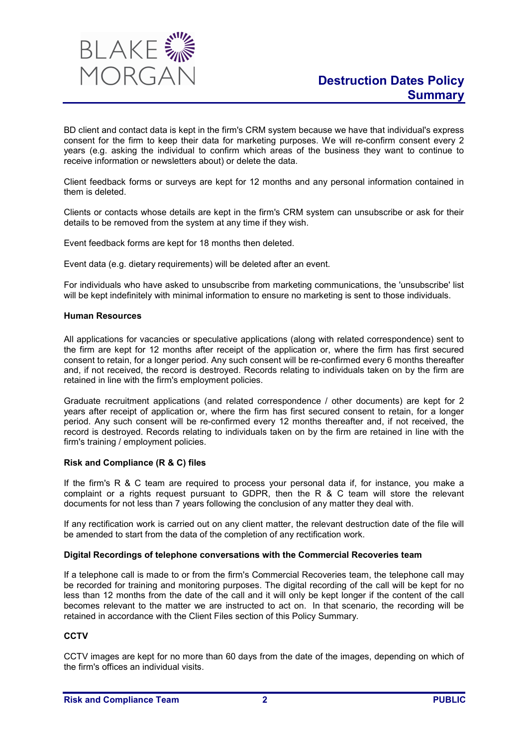BD client and contact data is kept in the firm's CRM system because we have that individual's express consent for the firm to keep their data for marketing purposes. We will re-confirm consent every 2 years (e.g. asking the individual to confirm which areas of the business they want to continue to receive information or newsletters about) or delete the data.

Client feedback forms or surveys are kept for 12 months and any personal information contained in them is deleted.

Clients or contacts whose details are kept in the firm's CRM system can unsubscribe or ask for their details to be removed from the system at any time if they wish.

Event feedback forms are kept for 18 months then deleted.

Event data (e.g. dietary requirements) will be deleted after an event.

For individuals who have asked to unsubscribe from marketing communications, the 'unsubscribe' list will be kept indefinitely with minimal information to ensure no marketing is sent to those individuals.

**Human Resources**

All applications for vacancies or speculative applications (along with related correspondence) sent to the firm are kept for 12 months after receipt of the application or, where the firm has first secured consent to retain, for a longer period. Any such consent will be re-confirmed every 6 months thereafter and, if not received, the record is destroyed. Records relating to individuals taken on by the firm are retained in line with the firm's employment policies.

Graduate recruitment applications (and related correspondence / other documents) are kept for 2 years after receipt of application or, where the firm has first secured consent to retain, for a longer period. Any such consent will be re-confirmed every 12 months thereafter and, if not received, the record is destroyed. Records relating to individuals taken on by the firm are retained in line with the firm's training / employment policies.

**Risk and Compliance (R & C) files**

If the firm's R & C team are required to process your personal data if, for instance, you make a complaint or a rights request pursuant to GDPR, then the R & C team will store the relevant documents for not less than 7 years following the conclusion of any matter they deal with.

If any rectification work is carried out on any client matter, the relevant destruction date of the file will be amended to start from the data of the completion of any rectification work.

**Digital Recordings of telephone conversations with the Commercial Recoveries team**

If a telephone call is made to or from the firm's Commercial Recoveries team, the telephone call may be recorded for training and monitoring purposes. The digital recording of the call will be kept for no less than 12 months from the date of the call and it will only be kept longer if the content of the call becomes relevant to the matter we are instructed to act on. In that scenario, the recording will be retained in accordance with the Client Files section of this Policy Summary.

**CCTV**

CCTV images are kept for no more than 60 days from the date of the images, depending on which of the firm's offices an individual visits.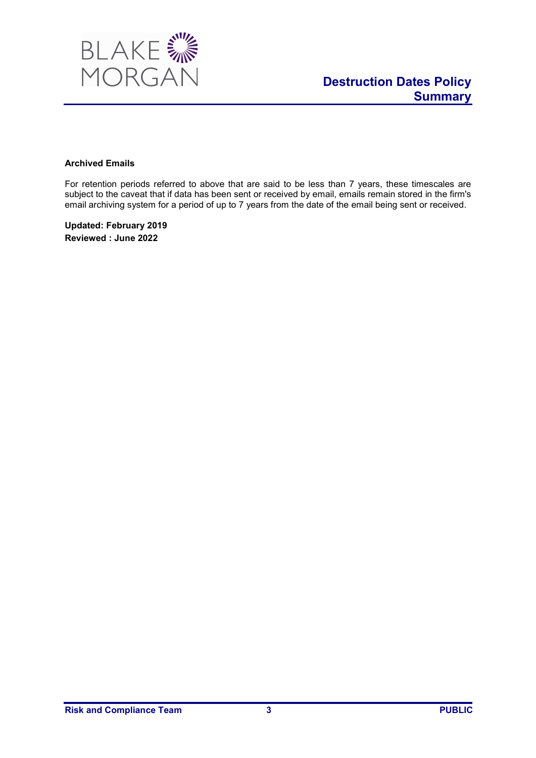**Archived Emails**

For retention periods referred to above that are said to be less than 7 years, these timescales are subject to the caveat that if data has been sent or received by email, emails remain stored in the firm's email archiving system for a period of up to 7 years from the date of the email being sent or received.

**Updated: February 2019**
**Reviewed : June 2022**